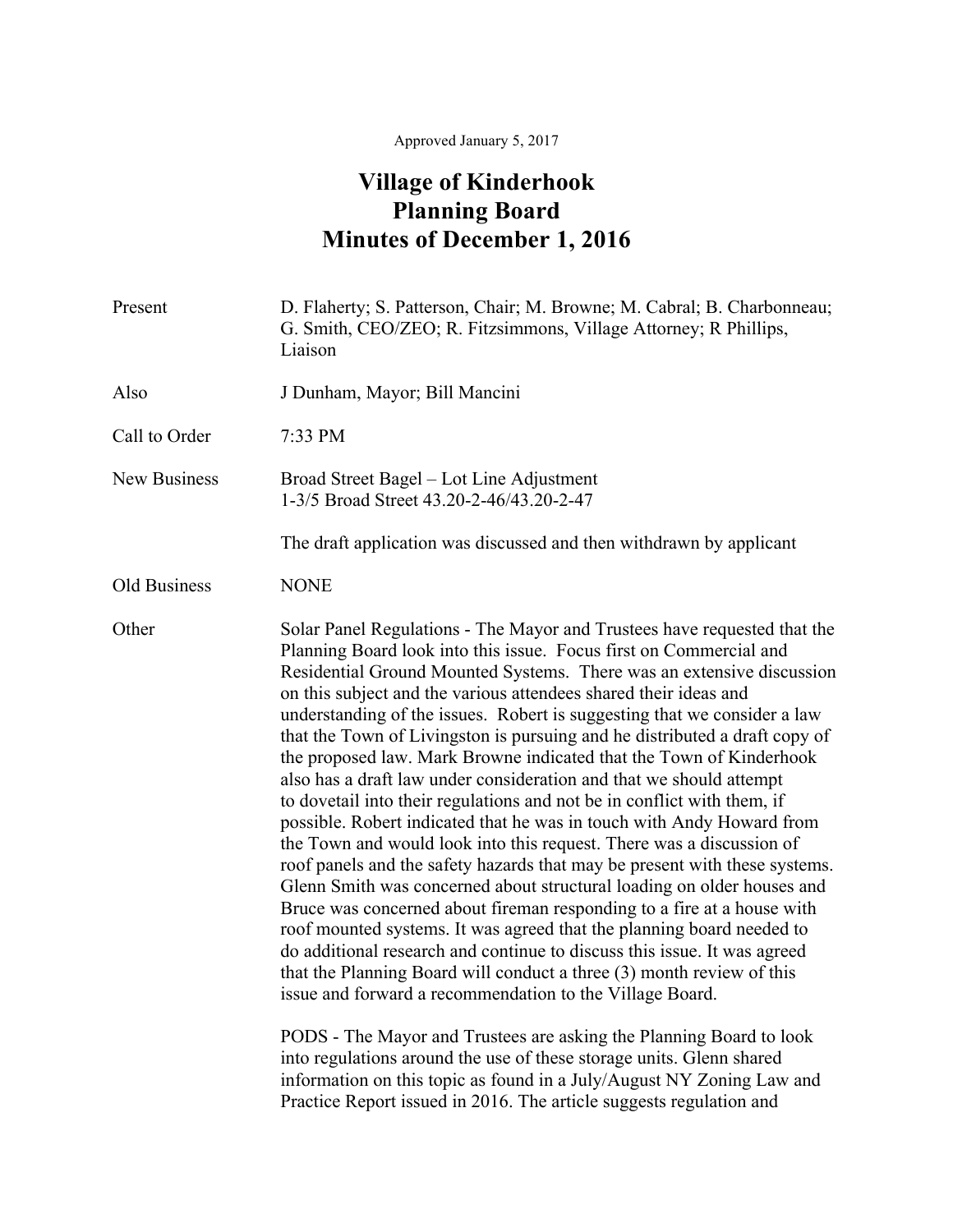Approved January 5, 2017

# Village of Kinderhook
# Planning Board
# Minutes of December 1, 2016

| | |
|---|---|
| Present | D. Flaherty; S. Patterson, Chair; M. Browne; M. Cabral; B. Charbonneau; G. Smith, CEO/ZEO; R. Fitzsimmons, Village Attorney; R Phillips, Liaison |
| Also | J Dunham, Mayor; Bill Mancini |
| Call to Order | 7:33 PM |
| New Business | Broad Street Bagel – Lot Line Adjustment<br>1-3/5 Broad Street 43.20-2-46/43.20-2-47<br><br>The draft application was discussed and then withdrawn by applicant |
| Old Business | NONE |

**Other**

Solar Panel Regulations - The Mayor and Trustees have requested that the Planning Board look into this issue. Focus first on Commercial and Residential Ground Mounted Systems. There was an extensive discussion on this subject and the various attendees shared their ideas and understanding of the issues. Robert is suggesting that we consider a law that the Town of Livingston is pursuing and he distributed a draft copy of the proposed law. Mark Browne indicated that the Town of Kinderhook also has a draft law under consideration and that we should attempt to dovetail into their regulations and not be in conflict with them, if possible. Robert indicated that he was in touch with Andy Howard from the Town and would look into this request. There was a discussion of roof panels and the safety hazards that may be present with these systems. Glenn Smith was concerned about structural loading on older houses and Bruce was concerned about fireman responding to a fire at a house with roof mounted systems. It was agreed that the planning board needed to do additional research and continue to discuss this issue. It was agreed that the Planning Board will conduct a three (3) month review of this issue and forward a recommendation to the Village Board.

PODS - The Mayor and Trustees are asking the Planning Board to look into regulations around the use of these storage units. Glenn shared information on this topic as found in a July/August NY Zoning Law and Practice Report issued in 2016. The article suggests regulation and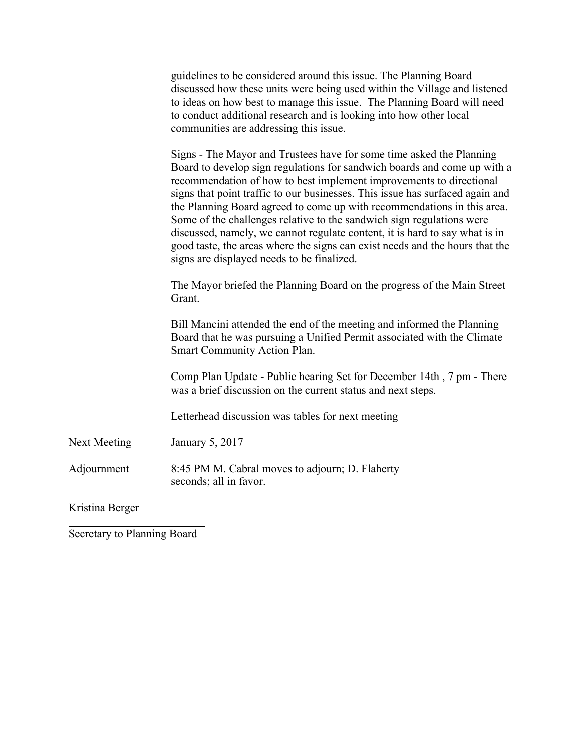guidelines to be considered around this issue. The Planning Board discussed how these units were being used within the Village and listened to ideas on how best to manage this issue. The Planning Board will need to conduct additional research and is looking into how other local communities are addressing this issue.

Signs - The Mayor and Trustees have for some time asked the Planning Board to develop sign regulations for sandwich boards and come up with a recommendation of how to best implement improvements to directional signs that point traffic to our businesses. This issue has surfaced again and the Planning Board agreed to come up with recommendations in this area. Some of the challenges relative to the sandwich sign regulations were discussed, namely, we cannot regulate content, it is hard to say what is in good taste, the areas where the signs can exist needs and the hours that the signs are displayed needs to be finalized.

The Mayor briefed the Planning Board on the progress of the Main Street Grant.

Bill Mancini attended the end of the meeting and informed the Planning Board that he was pursuing a Unified Permit associated with the Climate Smart Community Action Plan.

Comp Plan Update - Public hearing Set for December 14th , 7 pm - There was a brief discussion on the current status and next steps.

Letterhead discussion was tables for next meeting

Next Meeting January 5, 2017

Adjournment 8:45 PM M. Cabral moves to adjourn; D. Flaherty seconds; all in favor.

Kristina Berger

Secretary to Planning Board